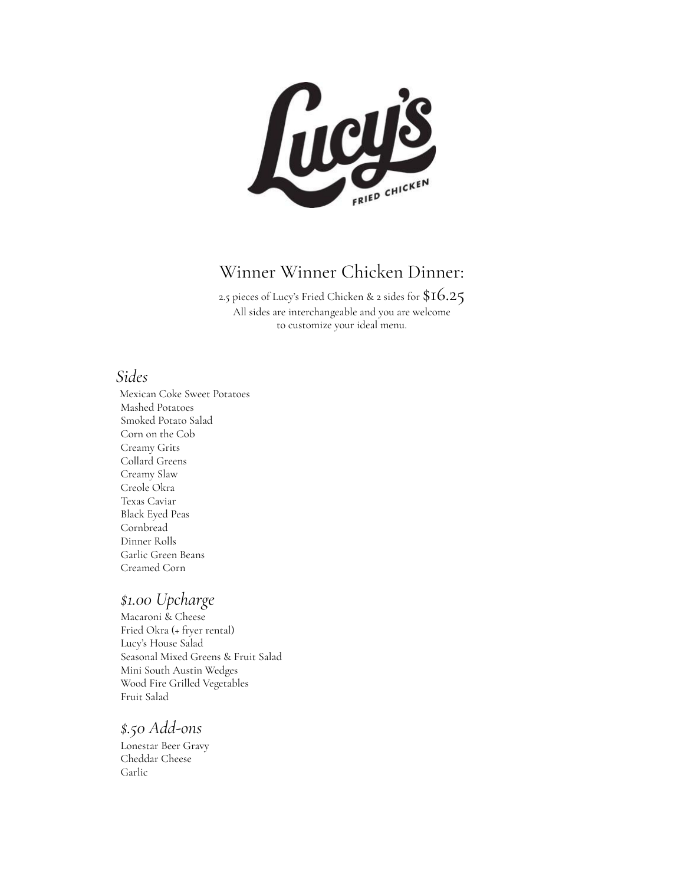# Lucy's Fried Chicken

## Winner Winner Chicken Dinner:

2.5 pieces of Lucy's Fried Chicken & 2 sides for $16.25
All sides are interchangeable and you are welcome to customize your ideal menu.

### *Sides*

Mexican Coke Sweet Potatoes
Mashed Potatoes
Smoked Potato Salad
Corn on the Cob
Creamy Grits
Collard Greens
Creamy Slaw
Creole Okra
Texas Caviar
Black Eyed Peas
Cornbread
Dinner Rolls
Garlic Green Beans
Creamed Corn

### *$1.00 Upcharge*

Macaroni & Cheese
Fried Okra (+ fryer rental)
Lucy's House Salad
Seasonal Mixed Greens & Fruit Salad
Mini South Austin Wedges
Wood Fire Grilled Vegetables
Fruit Salad

### *$.50 Add-ons*

Lonestar Beer Gravy
Cheddar Cheese
Garlic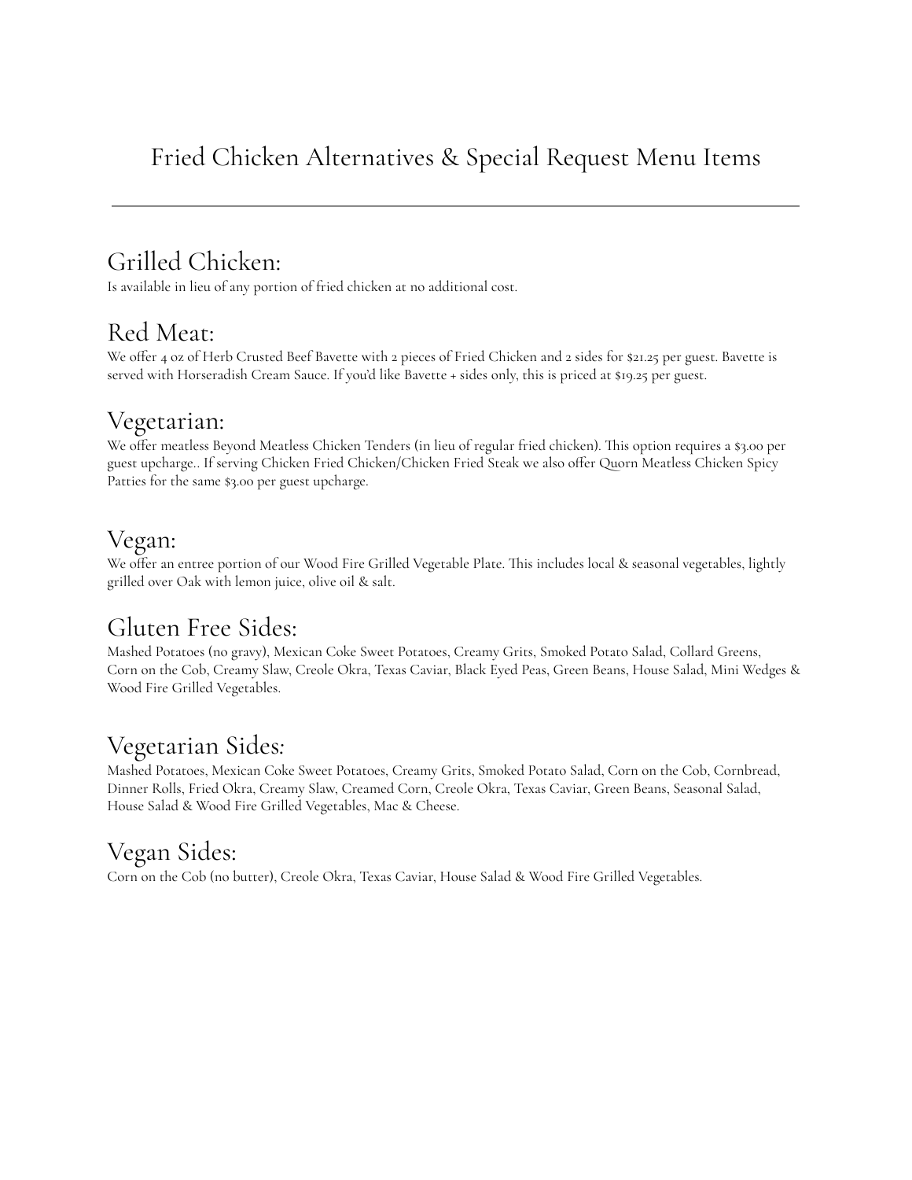# Fried Chicken Alternatives & Special Request Menu Items

---

## Grilled Chicken:

Is available in lieu of any portion of fried chicken at no additional cost.

## Red Meat:

We offer 4 oz of Herb Crusted Beef Bavette with 2 pieces of Fried Chicken and 2 sides for $21.25 per guest. Bavette is served with Horseradish Cream Sauce. If you'd like Bavette + sides only, this is priced at $19.25 per guest.

## Vegetarian:

We offer meatless Beyond Meatless Chicken Tenders (in lieu of regular fried chicken). This option requires a $3.00 per guest upcharge.. If serving Chicken Fried Chicken/Chicken Fried Steak we also offer Quorn Meatless Chicken Spicy Patties for the same $3.00 per guest upcharge.

## Vegan:

We offer an entree portion of our Wood Fire Grilled Vegetable Plate. This includes local & seasonal vegetables, lightly grilled over Oak with lemon juice, olive oil & salt.

## Gluten Free Sides:

Mashed Potatoes (no gravy), Mexican Coke Sweet Potatoes, Creamy Grits, Smoked Potato Salad, Collard Greens, Corn on the Cob, Creamy Slaw, Creole Okra, Texas Caviar, Black Eyed Peas, Green Beans, House Salad, Mini Wedges & Wood Fire Grilled Vegetables.

## Vegetarian Sides:

Mashed Potatoes, Mexican Coke Sweet Potatoes, Creamy Grits, Smoked Potato Salad, Corn on the Cob, Cornbread, Dinner Rolls, Fried Okra, Creamy Slaw, Creamed Corn, Creole Okra, Texas Caviar, Green Beans, Seasonal Salad, House Salad & Wood Fire Grilled Vegetables, Mac & Cheese.

## Vegan Sides:

Corn on the Cob (no butter), Creole Okra, Texas Caviar, House Salad & Wood Fire Grilled Vegetables.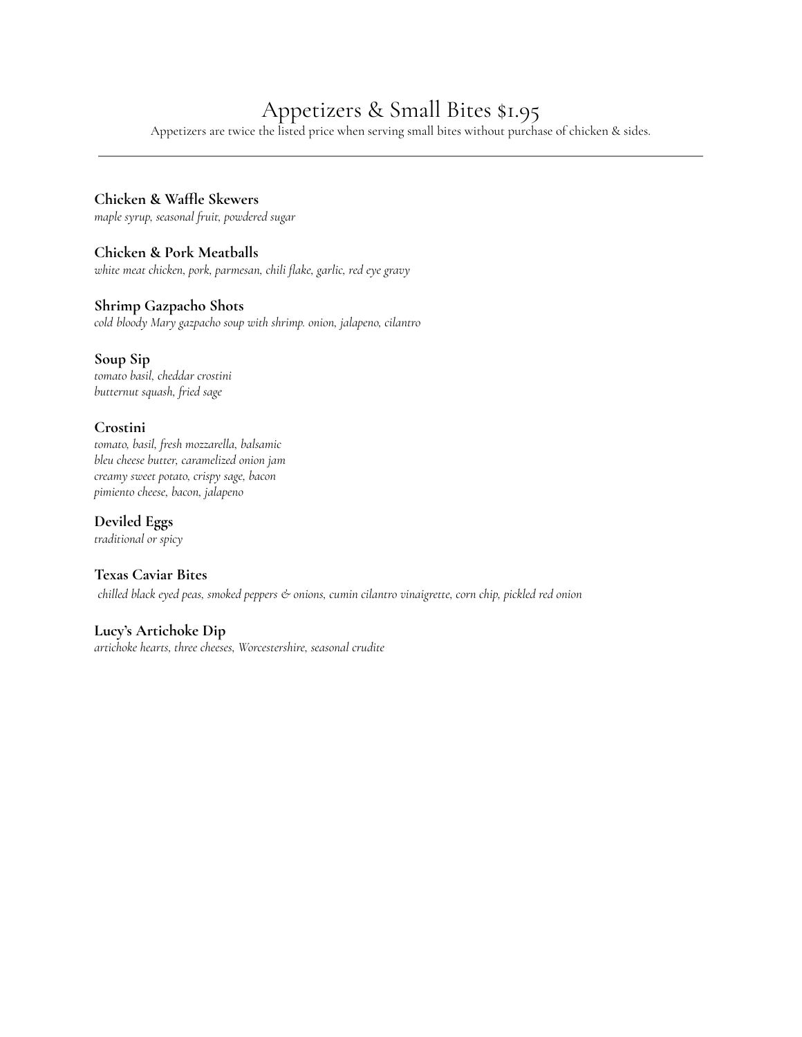# Appetizers & Small Bites $1.95

Appetizers are twice the listed price when serving small bites without purchase of chicken & sides.

---

**Chicken & Waffle Skewers**
*maple syrup, seasonal fruit, powdered sugar*

**Chicken & Pork Meatballs**
*white meat chicken, pork, parmesan, chili flake, garlic, red eye gravy*

**Shrimp Gazpacho Shots**
*cold bloody Mary gazpacho soup with shrimp. onion, jalapeno, cilantro*

**Soup Sip**
*tomato basil, cheddar crostini*
*butternut squash, fried sage*

**Crostini**
*tomato, basil, fresh mozzarella, balsamic*
*bleu cheese butter, caramelized onion jam*
*creamy sweet potato, crispy sage, bacon*
*pimiento cheese, bacon, jalapeno*

**Deviled Eggs**
*traditional or spicy*

**Texas Caviar Bites**
*chilled black eyed peas, smoked peppers & onions, cumin cilantro vinaigrette, corn chip, pickled red onion*

**Lucy's Artichoke Dip**
*artichoke hearts, three cheeses, Worcestershire, seasonal crudite*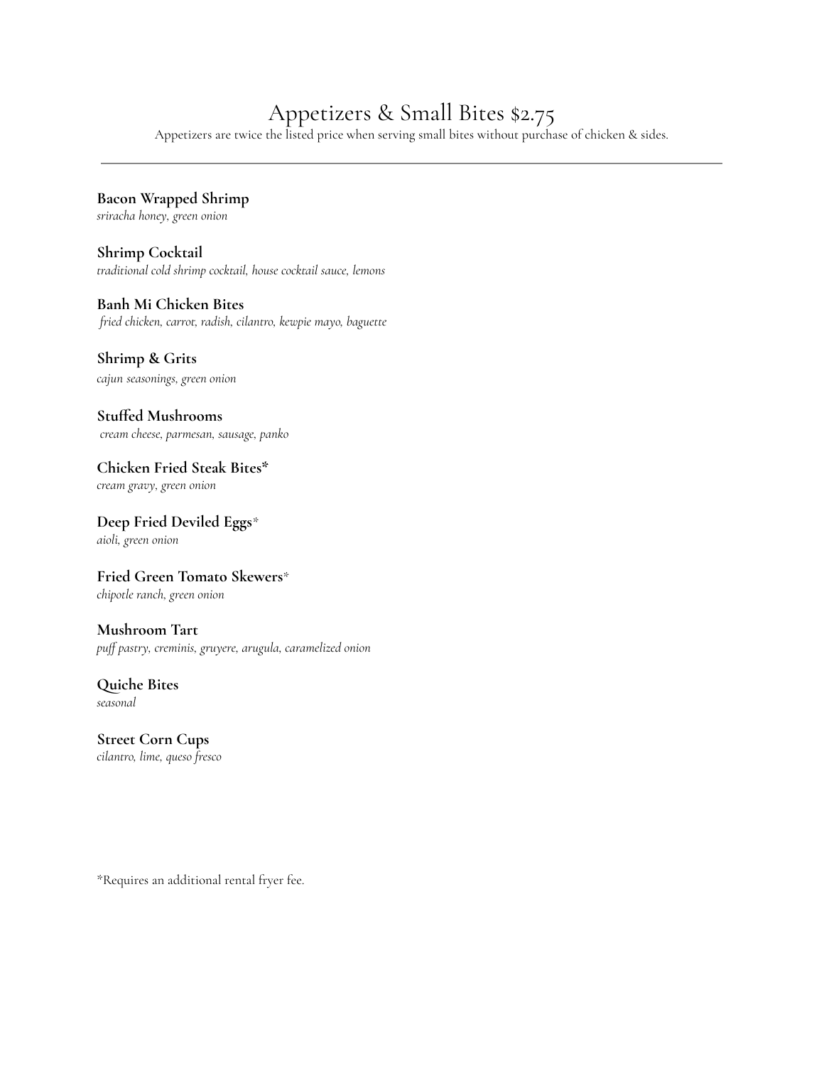# Appetizers & Small Bites $2.75

Appetizers are twice the listed price when serving small bites without purchase of chicken & sides.

---

**Bacon Wrapped Shrimp**
*sriracha honey, green onion*

**Shrimp Cocktail**
*traditional cold shrimp cocktail, house cocktail sauce, lemons*

**Banh Mi Chicken Bites**
*fried chicken, carrot, radish, cilantro, kewpie mayo, baguette*

**Shrimp & Grits**
*cajun seasonings, green onion*

**Stuffed Mushrooms**
*cream cheese, parmesan, sausage, panko*

**Chicken Fried Steak Bites***
*cream gravy, green onion*

**Deep Fried Deviled Eggs***
*aioli, green onion*

**Fried Green Tomato Skewers***
*chipotle ranch, green onion*

**Mushroom Tart**
*puff pastry, creminis, gruyere, arugula, caramelized onion*

**Quiche Bites**
*seasonal*

**Street Corn Cups**
*cilantro, lime, queso fresco*

*Requires an additional rental fryer fee.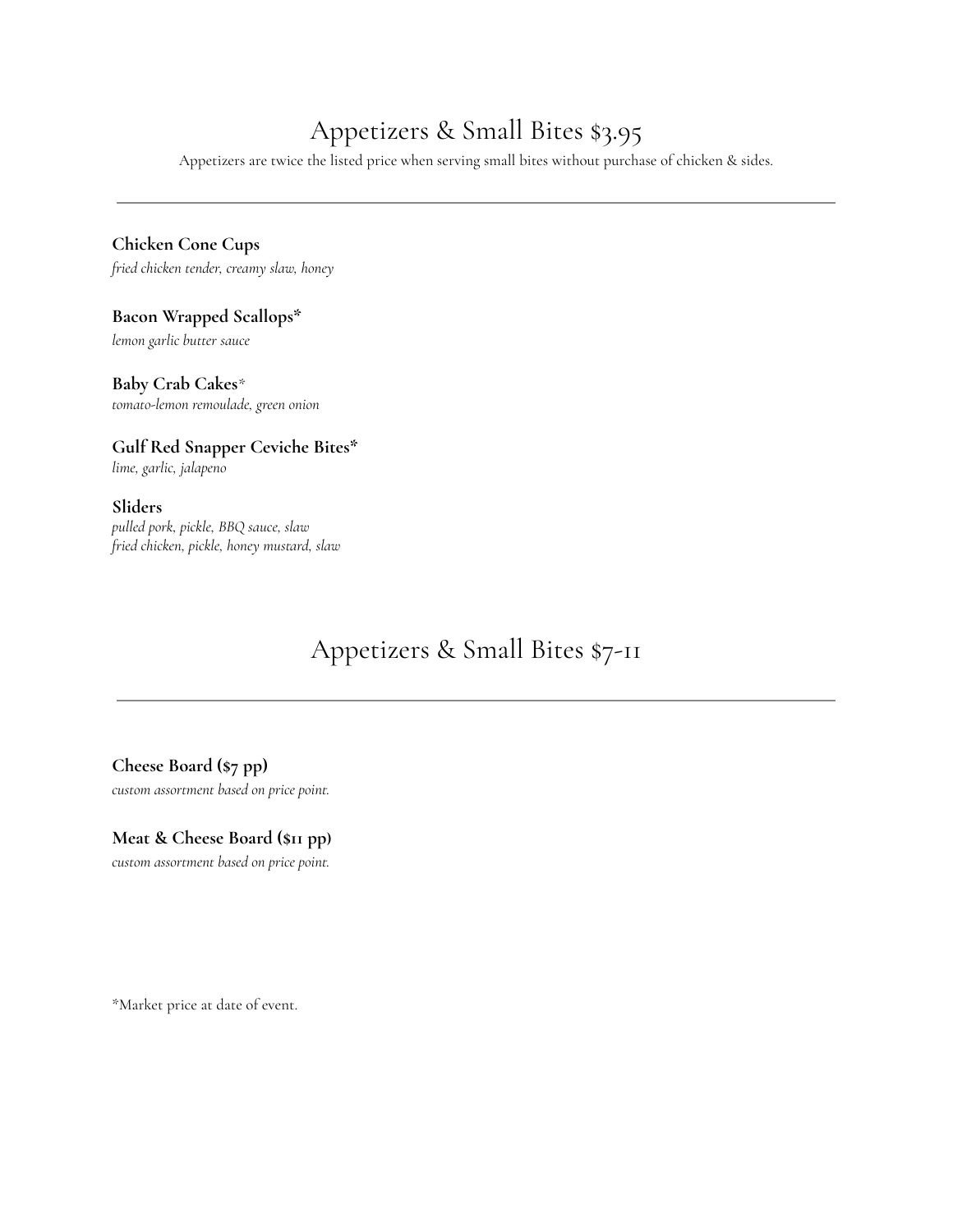# Appetizers & Small Bites $3.95

Appetizers are twice the listed price when serving small bites without purchase of chicken & sides.

---

**Chicken Cone Cups**
*fried chicken tender, creamy slaw, honey*

**Bacon Wrapped Scallops***
*lemon garlic butter sauce*

**Baby Crab Cakes***
*tomato-lemon remoulade, green onion*

**Gulf Red Snapper Ceviche Bites***
*lime, garlic, jalapeno*

**Sliders**
*pulled pork, pickle, BBQ sauce, slaw*
*fried chicken, pickle, honey mustard, slaw*

# Appetizers & Small Bites $7-11

---

**Cheese Board ($7 pp)**
*custom assortment based on price point.*

**Meat & Cheese Board ($11 pp)**
*custom assortment based on price point.*

*Market price at date of event.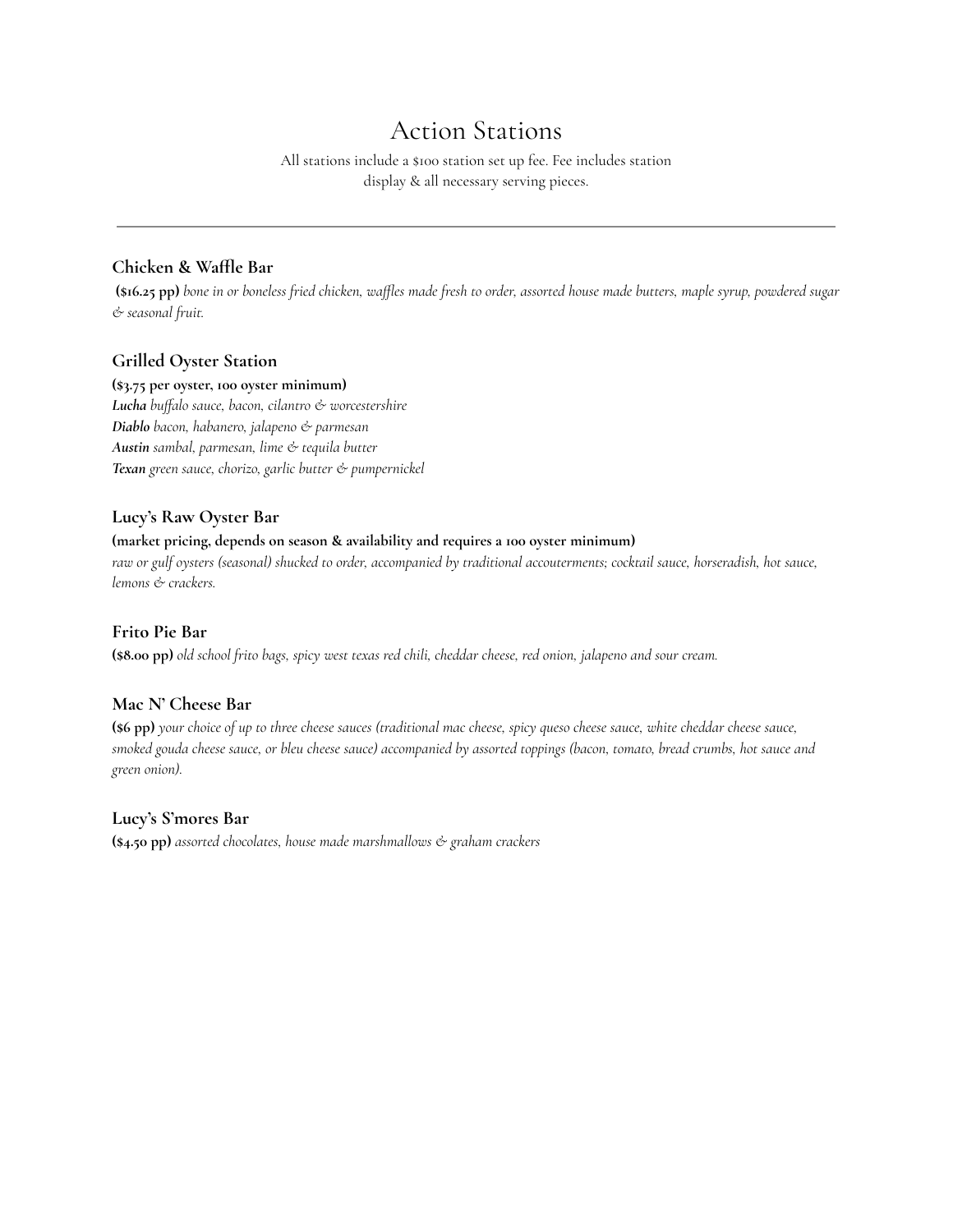# Action Stations

All stations include a $100 station set up fee. Fee includes station display & all necessary serving pieces.

---

### Chicken & Waffle Bar

**($16.25 pp)** *bone in or boneless fried chicken, waffles made fresh to order, assorted house made butters, maple syrup, powdered sugar & seasonal fruit.*

### Grilled Oyster Station

**($3.75 per oyster, 100 oyster minimum)**
***Lucha*** *buffalo sauce, bacon, cilantro & worcestershire*
***Diablo*** *bacon, habanero, jalapeno & parmesan*
***Austin*** *sambal, parmesan, lime & tequila butter*
***Texan*** *green sauce, chorizo, garlic butter & pumpernickel*

### Lucy's Raw Oyster Bar

**(market pricing, depends on season & availability and requires a 100 oyster minimum)**
*raw or gulf oysters (seasonal) shucked to order, accompanied by traditional accouterments; cocktail sauce, horseradish, hot sauce, lemons & crackers.*

### Frito Pie Bar

**($8.00 pp)** *old school frito bags, spicy west texas red chili, cheddar cheese, red onion, jalapeno and sour cream.*

### Mac N' Cheese Bar

**($6 pp)** *your choice of up to three cheese sauces (traditional mac cheese, spicy queso cheese sauce, white cheddar cheese sauce, smoked gouda cheese sauce, or bleu cheese sauce) accompanied by assorted toppings (bacon, tomato, bread crumbs, hot sauce and green onion).*

### Lucy's S'mores Bar

**($4.50 pp)** *assorted chocolates, house made marshmallows & graham crackers*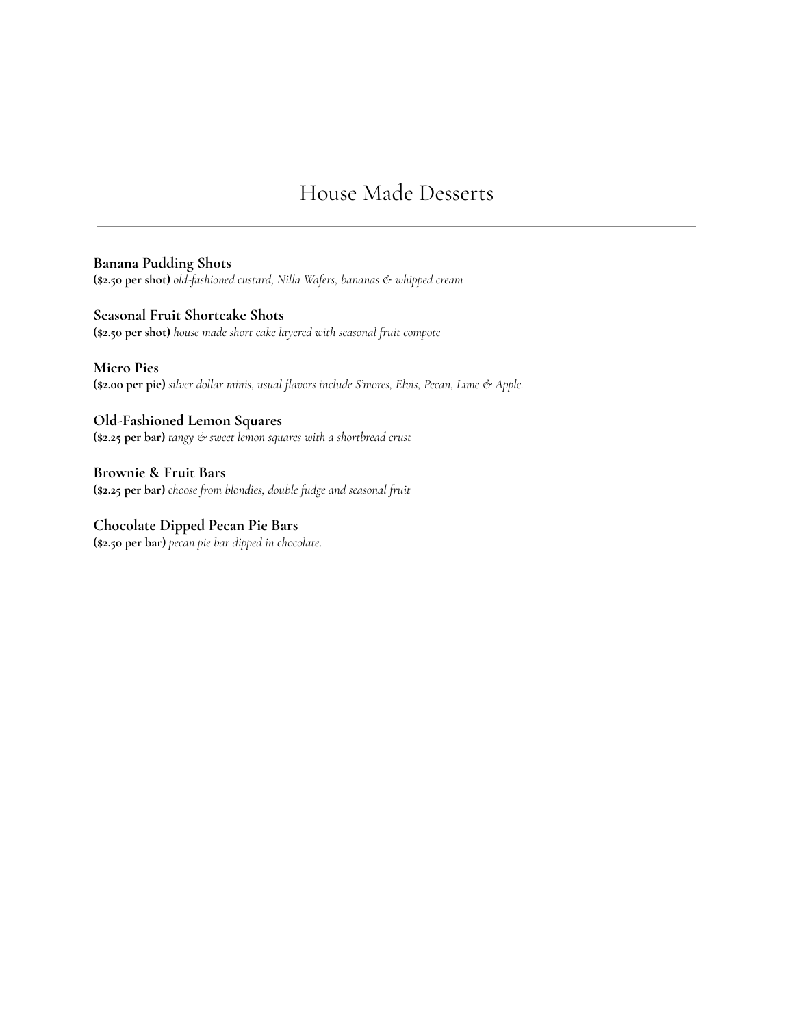# House Made Desserts

---

**Banana Pudding Shots**
**($2.50 per shot)** *old-fashioned custard, Nilla Wafers, bananas & whipped cream*

**Seasonal Fruit Shortcake Shots**
**($2.50 per shot)** *house made short cake layered with seasonal fruit compote*

**Micro Pies**
**($2.00 per pie)** *silver dollar minis, usual flavors include S'mores, Elvis, Pecan, Lime & Apple.*

**Old-Fashioned Lemon Squares**
**($2.25 per bar)** *tangy & sweet lemon squares with a shortbread crust*

**Brownie & Fruit Bars**
**($2.25 per bar)** *choose from blondies, double fudge and seasonal fruit*

**Chocolate Dipped Pecan Pie Bars**
**($2.50 per bar)** *pecan pie bar dipped in chocolate.*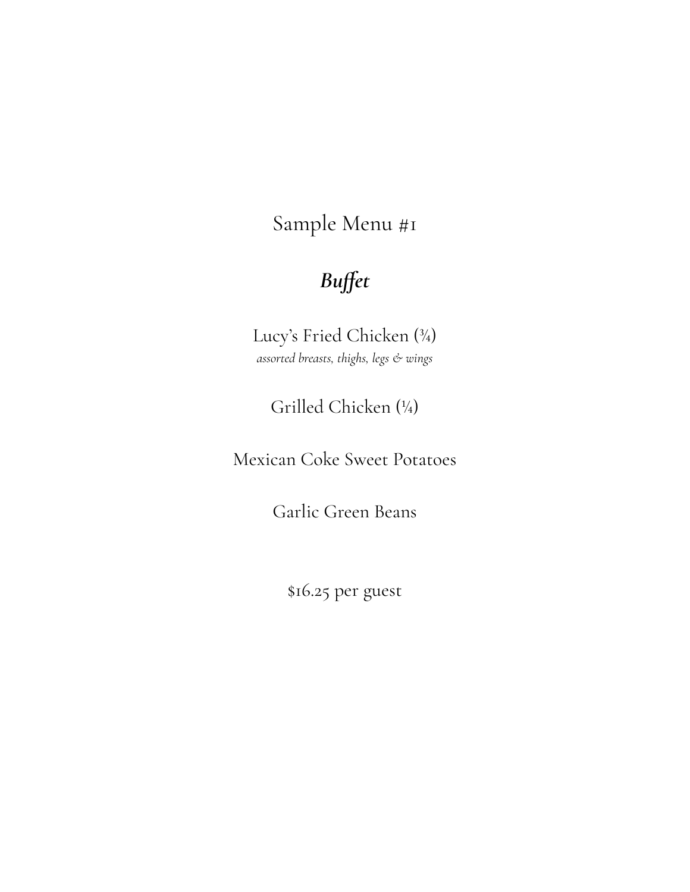# Sample Menu #1

## *Buffet*

Lucy's Fried Chicken (¾)
*assorted breasts, thighs, legs & wings*

Grilled Chicken (¼)

Mexican Coke Sweet Potatoes

Garlic Green Beans

$16.25 per guest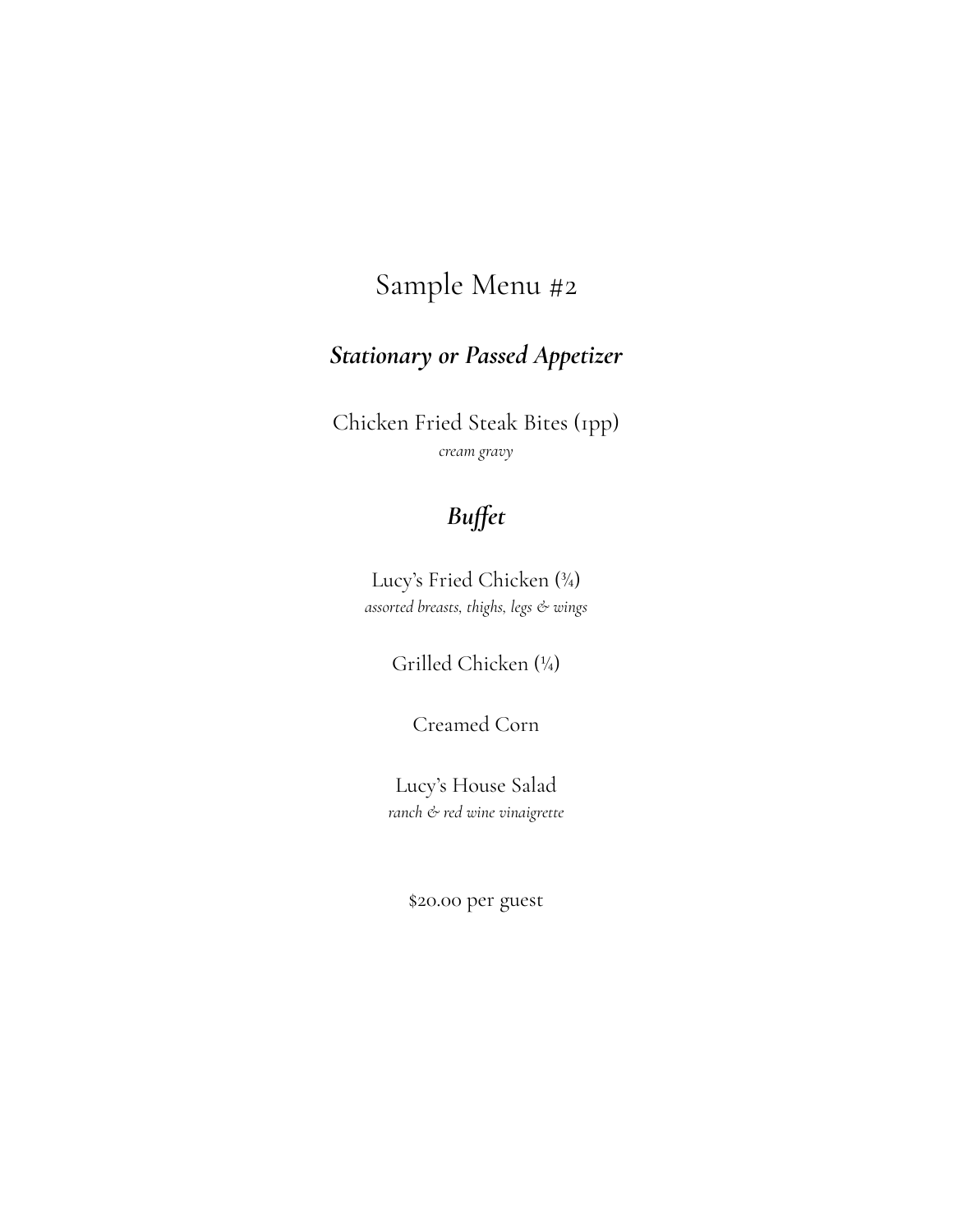# Sample Menu #2

## *Stationary or Passed Appetizer*

Chicken Fried Steak Bites (1pp)
*cream gravy*

## *Buffet*

Lucy's Fried Chicken (¾)
*assorted breasts, thighs, legs & wings*

Grilled Chicken (¼)

Creamed Corn

Lucy's House Salad
*ranch & red wine vinaigrette*

$20.00 per guest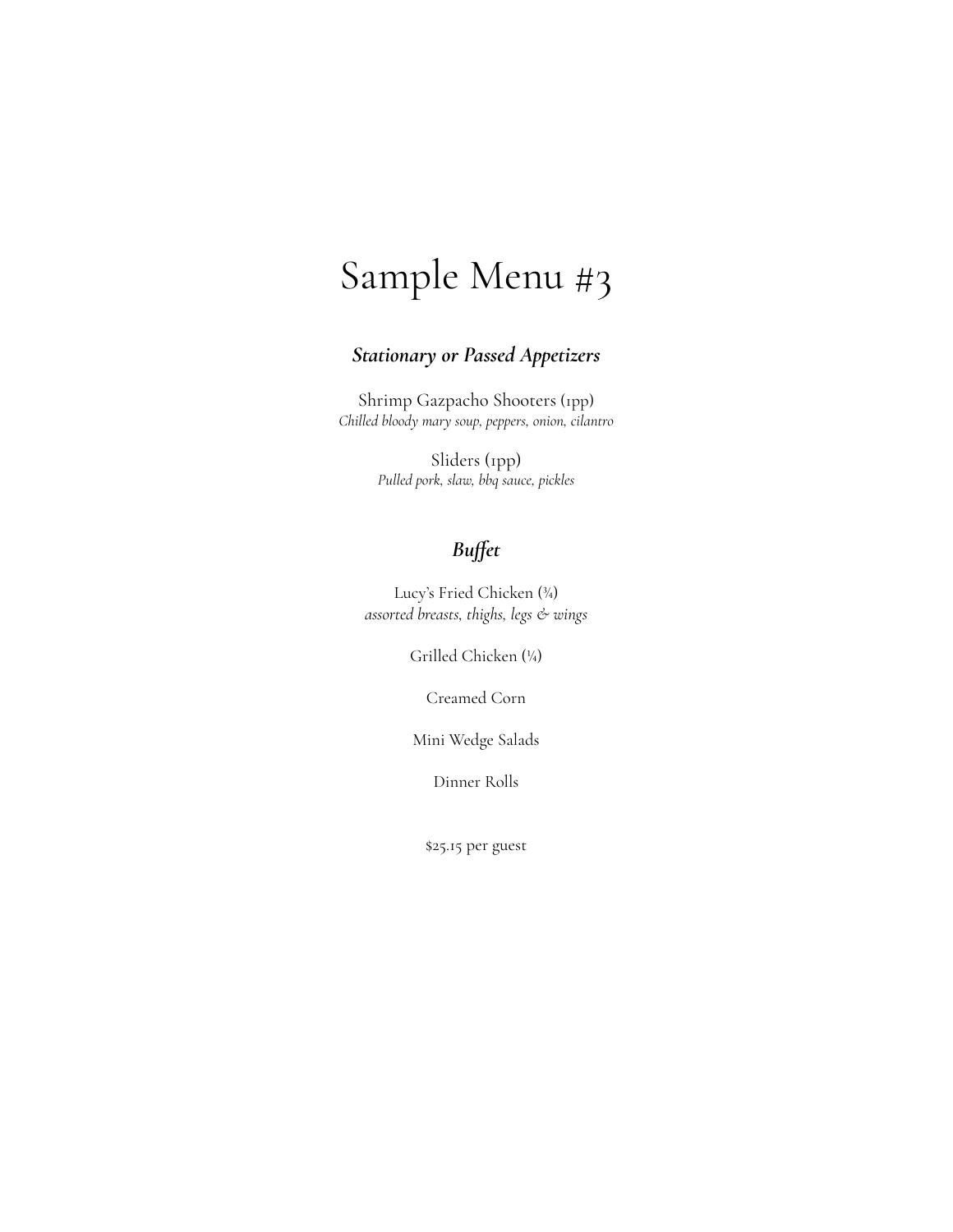# Sample Menu #3

### ***Stationary or Passed Appetizers***

Shrimp Gazpacho Shooters (1pp)
*Chilled bloody mary soup, peppers, onion, cilantro*

Sliders (1pp)
*Pulled pork, slaw, bbq sauce, pickles*

### ***Buffet***

Lucy's Fried Chicken (¾)
*assorted breasts, thighs, legs & wings*

Grilled Chicken (¼)

Creamed Corn

Mini Wedge Salads

Dinner Rolls

$25.15 per guest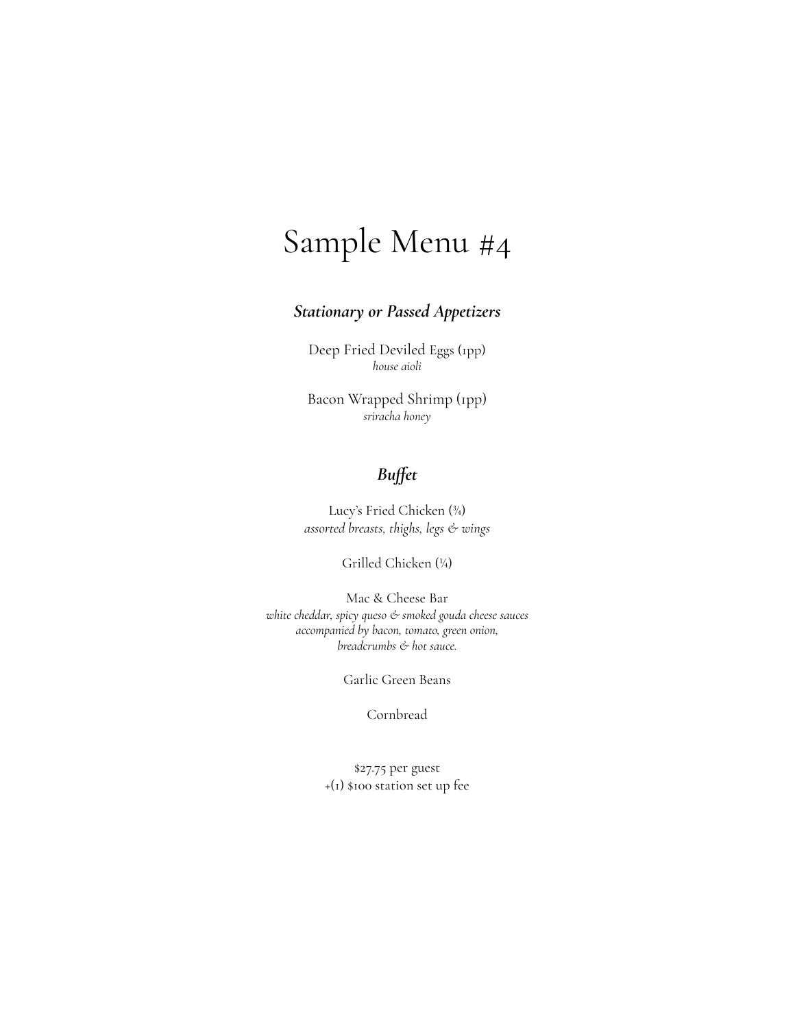# Sample Menu #4

### *Stationary or Passed Appetizers*

Deep Fried Deviled Eggs (1pp)
*house aioli*

Bacon Wrapped Shrimp (1pp)
*sriracha honey*

### *Buffet*

Lucy's Fried Chicken (¾)
*assorted breasts, thighs, legs & wings*

Grilled Chicken (¼)

Mac & Cheese Bar
*white cheddar, spicy queso & smoked gouda cheese sauces accompanied by bacon, tomato, green onion, breadcrumbs & hot sauce.*

Garlic Green Beans

Cornbread

$27.75 per guest
+(1) $100 station set up fee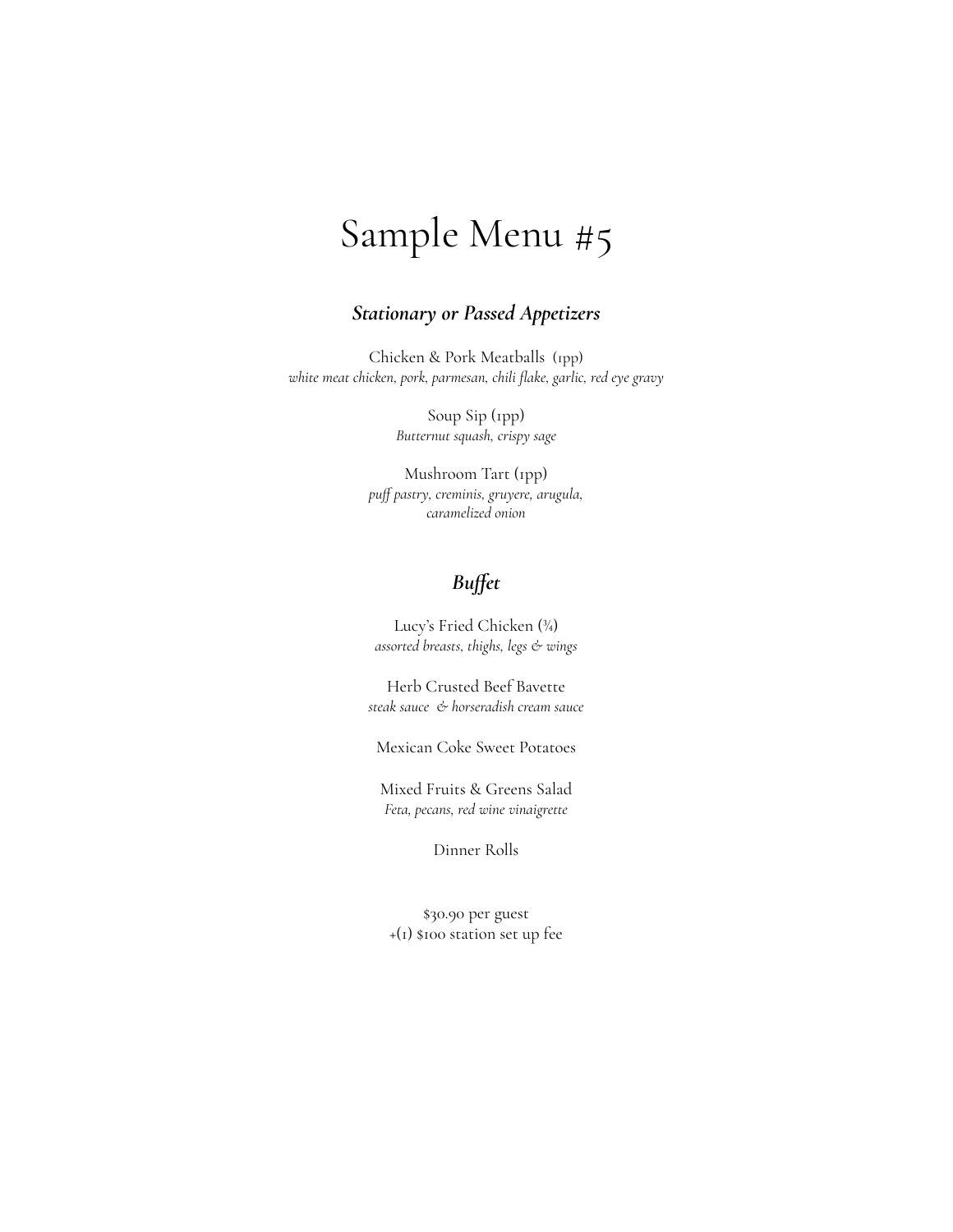# Sample Menu #5

## *Stationary or Passed Appetizers*

Chicken & Pork Meatballs (1pp)
*white meat chicken, pork, parmesan, chili flake, garlic, red eye gravy*

Soup Sip (1pp)
*Butternut squash, crispy sage*

Mushroom Tart (1pp)
*puff pastry, creminis, gruyere, arugula, caramelized onion*

## *Buffet*

Lucy's Fried Chicken (¾)
*assorted breasts, thighs, legs & wings*

Herb Crusted Beef Bavette
*steak sauce & horseradish cream sauce*

Mexican Coke Sweet Potatoes

Mixed Fruits & Greens Salad
*Feta, pecans, red wine vinaigrette*

Dinner Rolls

$30.90 per guest
+(1) $100 station set up fee